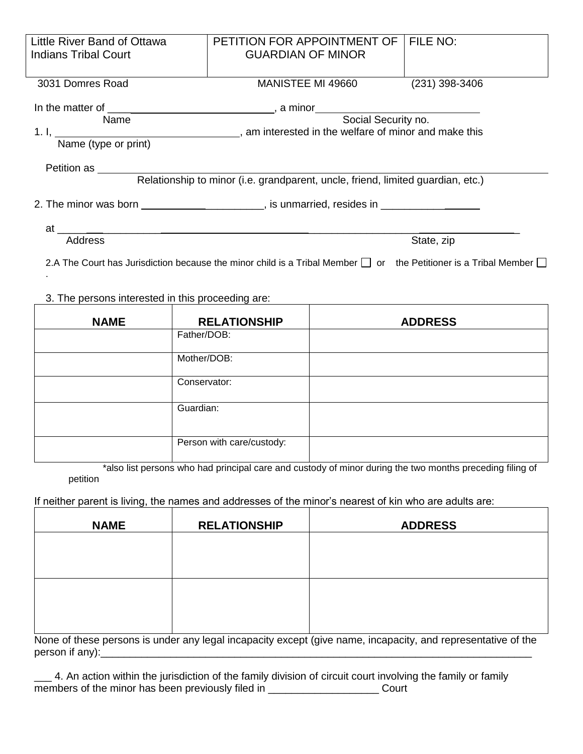| Little River Band of Ottawa Indians Tribal Court | PETITION FOR APPOINTMENT OF GUARDIAN OF MINOR | FILE NO: |
|---|---|---|

3031 Domres Road MANISTEE MI 49660 (231) 398-3406

In the matter of ____________________________, a minor ____________________________
Name Social Security no.

1. I, ________________________________, am interested in the welfare of minor and make this
Name (type or print)

Petition as ________________________________________________________________
Relationship to minor (i.e. grandparent, uncle, friend, limited guardian, etc.)

2. The minor was born _____________________, is unmarried, resides in _________________

at ______________________________________________________________________________
Address State, zip

2.A The Court has Jurisdiction because the minor child is a Tribal Member ☐ or the Petitioner is a Tribal Member ☐
.

3. The persons interested in this proceeding are:

| NAME | RELATIONSHIP | ADDRESS |
|---|---|---|
| | Father/DOB: | |
| | Mother/DOB: | |
| | Conservator: | |
| | Guardian: | |
| | Person with care/custody: | |

*also list persons who had principal care and custody of minor during the two months preceding filing of petition

If neither parent is living, the names and addresses of the minor's nearest of kin who are adults are:

| NAME | RELATIONSHIP | ADDRESS |
|---|---|---|
| | | |
| | | |

None of these persons is under any legal incapacity except (give name, incapacity, and representative of the person if any):______________________________________________________________________________

___ 4. An action within the jurisdiction of the family division of circuit court involving the family or family members of the minor has been previously filed in ___________________ Court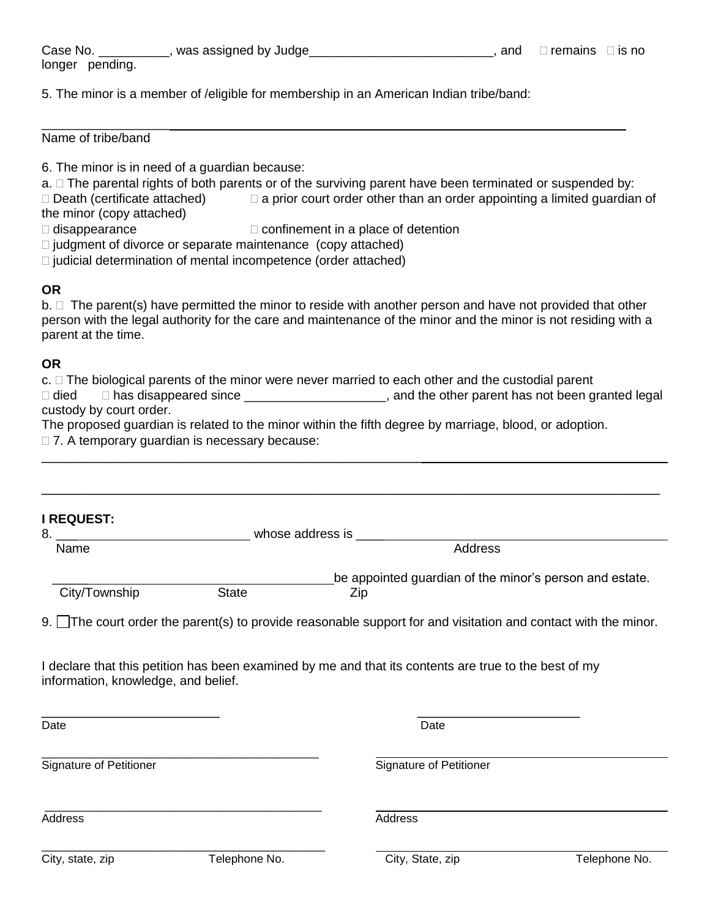Case No. __________, was assigned by Judge_________________________, and ☐ remains ☐ is no longer pending.

5. The minor is a member of /eligible for membership in an American Indian tribe/band:

_______________________________________________________________________________

Name of tribe/band

6. The minor is in need of a guardian because:

a. ☐ The parental rights of both parents or of the surviving parent have been terminated or suspended by:

☐ Death (certificate attached) ☐ a prior court order other than an order appointing a limited guardian of the minor (copy attached)

☐ disappearance ☐ confinement in a place of detention

☐ judgment of divorce or separate maintenance (copy attached)

☐ judicial determination of mental incompetence (order attached)

**OR**

b. ☐ The parent(s) have permitted the minor to reside with another person and have not provided that other person with the legal authority for the care and maintenance of the minor and the minor is not residing with a parent at the time.

**OR**

c. ☐ The biological parents of the minor were never married to each other and the custodial parent

☐ died ☐ has disappeared since ___________________, and the other parent has not been granted legal custody by court order.

The proposed guardian is related to the minor within the fifth degree by marriage, blood, or adoption.

☐ 7. A temporary guardian is necessary because:

_______________________________________________________________________________

_______________________________________________________________________________

**I REQUEST:**

8. ___________________________ whose address is ___________________________________________

Name Address

________________________________________be appointed guardian of the minor's person and estate.

City/Township State Zip

9. ☐ The court order the parent(s) to provide reasonable support for and visitation and contact with the minor.

I declare that this petition has been examined by me and that its contents are true to the best of my information, knowledge, and belief.

| | |
|---|---|
| _________________________ | _________________________ |
| Date | Date |
| _________________________ | _________________________ |
| Signature of Petitioner | Signature of Petitioner |
| _________________________ | _________________________ |
| Address | Address |
| _________________________ | _________________________ |
| City, state, zip Telephone No. | City, State, zip Telephone No. |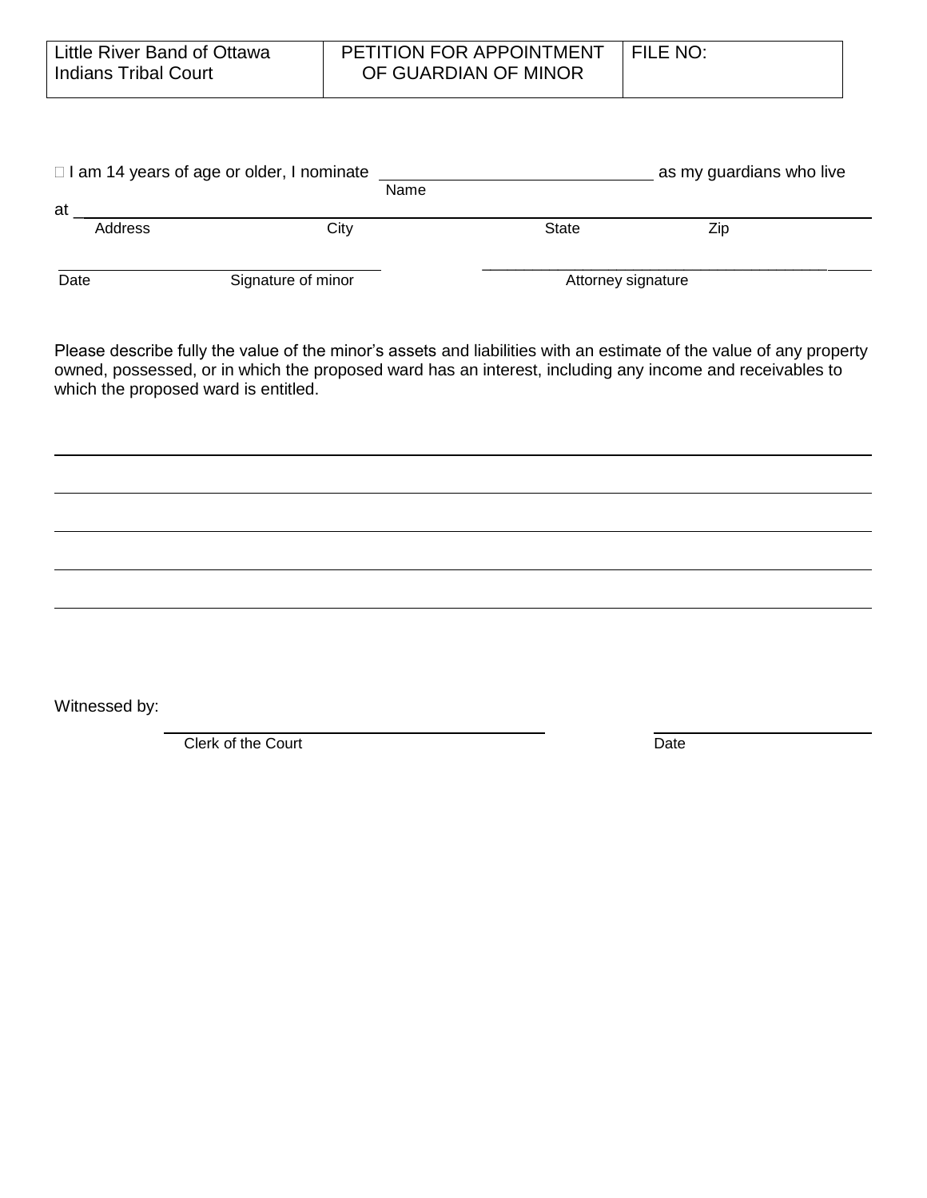| Little River Band of Ottawa Indians Tribal Court | PETITION FOR APPOINTMENT OF GUARDIAN OF MINOR | FILE NO: |
|---|---|---|

☐ I am 14 years of age or older, I nominate ______________________________ as my guardians who live
Name

at ______________________________________________________________________________
Address City State Zip

______________________________ ______________________________
Date Signature of minor Attorney signature

Please describe fully the value of the minor's assets and liabilities with an estimate of the value of any property owned, possessed, or in which the proposed ward has an interest, including any income and receivables to which the proposed ward is entitled.

______________________________________________________________________________

______________________________________________________________________________

______________________________________________________________________________

______________________________________________________________________________

______________________________________________________________________________

Witnessed by:

______________________________ ______________________________
Clerk of the Court Date